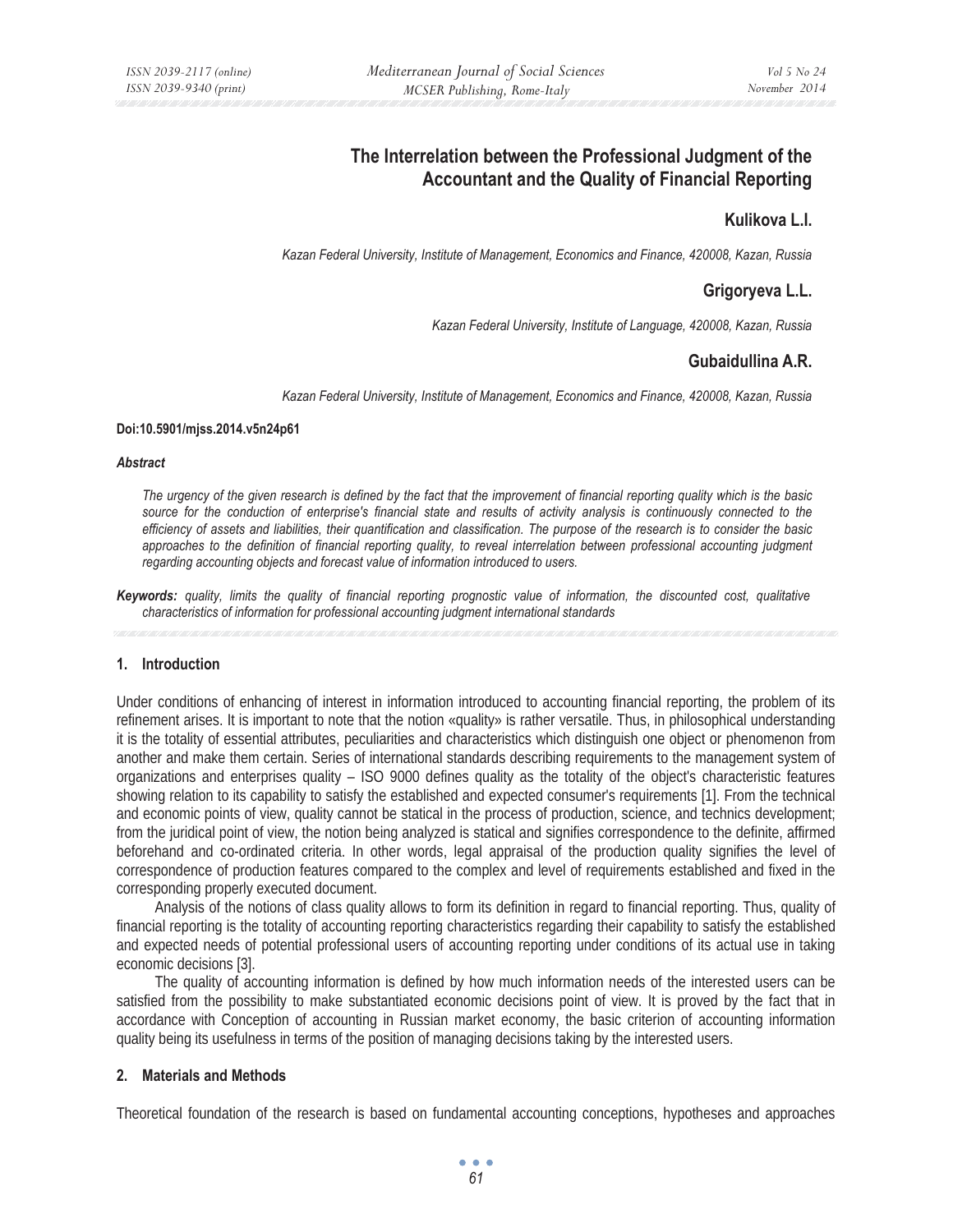# The Interrelation between the Professional Judgment of the Accountant and the Quality of Financial Reporting

**Kulikova L.I.**

*Kazan Federal University, Institute of Management, Economics and Finance, 420008, Kazan, Russia*

**Grigoryeva L.L.**

*Kazan Federal University, Institute of Language, 420008, Kazan, Russia*

**Gubaidullina A.R.**

*Kazan Federal University, Institute of Management, Economics and Finance, 420008, Kazan, Russia*

**Doi:10.5901/mjss.2014.v5n24p61**

***Abstract***

*The urgency of the given research is defined by the fact that the improvement of financial reporting quality which is the basic source for the conduction of enterprise's financial state and results of activity analysis is continuously connected to the efficiency of assets and liabilities, their quantification and classification. The purpose of the research is to consider the basic approaches to the definition of financial reporting quality, to reveal interrelation between professional accounting judgment regarding accounting objects and forecast value of information introduced to users.*

***Keywords:*** *quality, limits the quality of financial reporting prognostic value of information, the discounted cost, qualitative characteristics of information for professional accounting judgment international standards*

## 1. Introduction

Under conditions of enhancing of interest in information introduced to accounting financial reporting, the problem of its refinement arises. It is important to note that the notion «quality» is rather versatile. Thus, in philosophical understanding it is the totality of essential attributes, peculiarities and characteristics which distinguish one object or phenomenon from another and make them certain. Series of international standards describing requirements to the management system of organizations and enterprises quality – ISO 9000 defines quality as the totality of the object's characteristic features showing relation to its capability to satisfy the established and expected consumer's requirements [1]. From the technical and economic points of view, quality cannot be statical in the process of production, science, and technics development; from the juridical point of view, the notion being analyzed is statical and signifies correspondence to the definite, affirmed beforehand and co-ordinated criteria. In other words, legal appraisal of the production quality signifies the level of correspondence of production features compared to the complex and level of requirements established and fixed in the corresponding properly executed document.

Analysis of the notions of class quality allows to form its definition in regard to financial reporting. Thus, quality of financial reporting is the totality of accounting reporting characteristics regarding their capability to satisfy the established and expected needs of potential professional users of accounting reporting under conditions of its actual use in taking economic decisions [3].

The quality of accounting information is defined by how much information needs of the interested users can be satisfied from the possibility to make substantiated economic decisions point of view. It is proved by the fact that in accordance with Conception of accounting in Russian market economy, the basic criterion of accounting information quality being its usefulness in terms of the position of managing decisions taking by the interested users.

## 2. Materials and Methods

Theoretical foundation of the research is based on fundamental accounting conceptions, hypotheses and approaches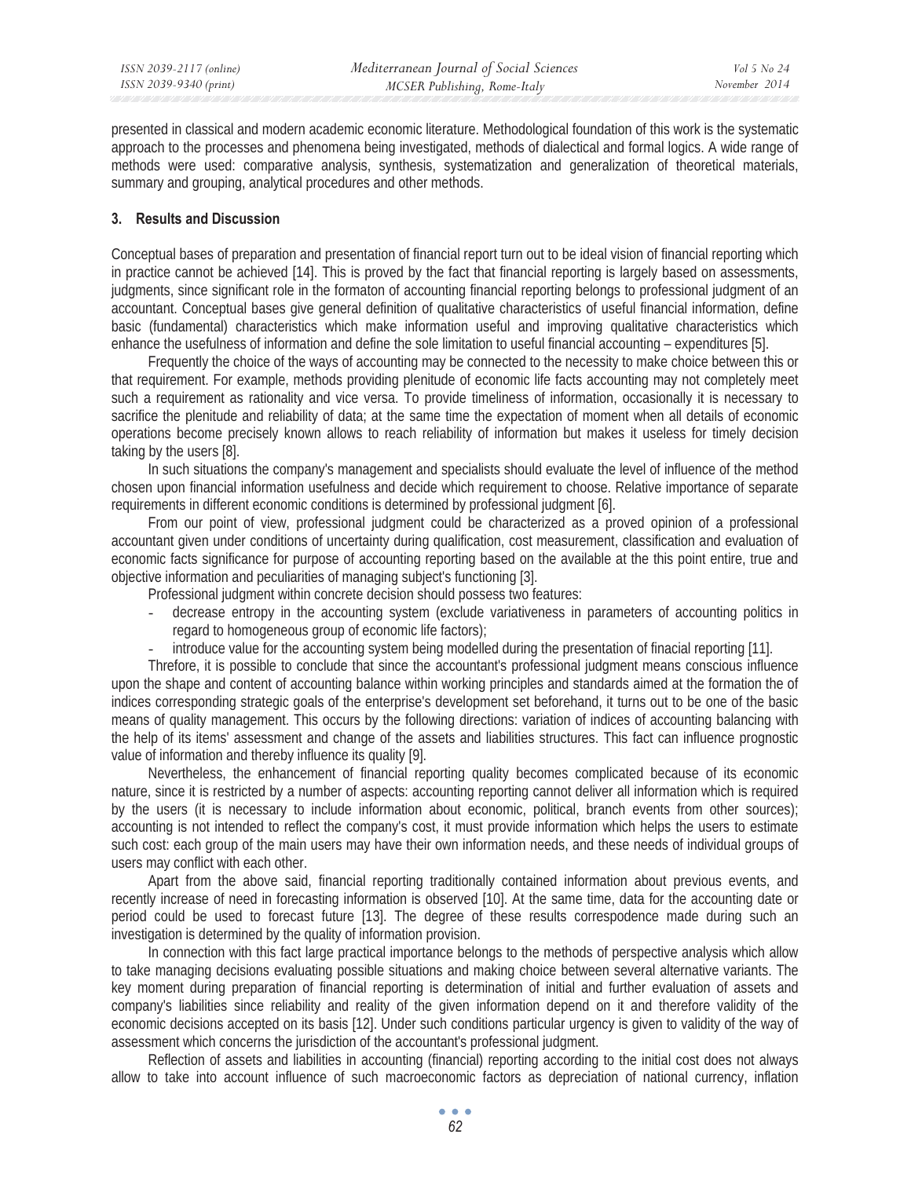presented in classical and modern academic economic literature. Methodological foundation of this work is the systematic approach to the processes and phenomena being investigated, methods of dialectical and formal logics. A wide range of methods were used: comparative analysis, synthesis, systematization and generalization of theoretical materials, summary and grouping, analytical procedures and other methods.

## 3. Results and Discussion

Conceptual bases of preparation and presentation of financial report turn out to be ideal vision of financial reporting which in practice cannot be achieved [14]. This is proved by the fact that financial reporting is largely based on assessments, judgments, since significant role in the formaton of accounting financial reporting belongs to professional judgment of an accountant. Conceptual bases give general definition of qualitative characteristics of useful financial information, define basic (fundamental) characteristics which make information useful and improving qualitative characteristics which enhance the usefulness of information and define the sole limitation to useful financial accounting – expenditures [5].

Frequently the choice of the ways of accounting may be connected to the necessity to make choice between this or that requirement. For example, methods providing plenitude of economic life facts accounting may not completely meet such a requirement as rationality and vice versa. To provide timeliness of information, occasionally it is necessary to sacrifice the plenitude and reliability of data; at the same time the expectation of moment when all details of economic operations become precisely known allows to reach reliability of information but makes it useless for timely decision taking by the users [8].

In such situations the company's management and specialists should evaluate the level of influence of the method chosen upon financial information usefulness and decide which requirement to choose. Relative importance of separate requirements in different economic conditions is determined by professional judgment [6].

From our point of view, professional judgment could be characterized as a proved opinion of a professional accountant given under conditions of uncertainty during qualification, cost measurement, classification and evaluation of economic facts significance for purpose of accounting reporting based on the available at the this point entire, true and objective information and peculiarities of managing subject's functioning [3].

Professional judgment within concrete decision should possess two features:

- decrease entropy in the accounting system (exclude variativeness in parameters of accounting politics in regard to homogeneous group of economic life factors);
- introduce value for the accounting system being modelled during the presentation of finacial reporting [11].

Threfore, it is possible to conclude that since the accountant's professional judgment means conscious influence upon the shape and content of accounting balance within working principles and standards aimed at the formation the of indices corresponding strategic goals of the enterprise's development set beforehand, it turns out to be one of the basic means of quality management. This occurs by the following directions: variation of indices of accounting balancing with the help of its items' assessment and change of the assets and liabilities structures. This fact can influence prognostic value of information and thereby influence its quality [9].

Nevertheless, the enhancement of financial reporting quality becomes complicated because of its economic nature, since it is restricted by a number of aspects: accounting reporting cannot deliver all information which is required by the users (it is necessary to include information about economic, political, branch events from other sources); accounting is not intended to reflect the company's cost, it must provide information which helps the users to estimate such cost: each group of the main users may have their own information needs, and these needs of individual groups of users may conflict with each other.

Apart from the above said, financial reporting traditionally contained information about previous events, and recently increase of need in forecasting information is observed [10]. At the same time, data for the accounting date or period could be used to forecast future [13]. The degree of these results correspodence made during such an investigation is determined by the quality of information provision.

In connection with this fact large practical importance belongs to the methods of perspective analysis which allow to take managing decisions evaluating possible situations and making choice between several alternative variants. The key moment during preparation of financial reporting is determination of initial and further evaluation of assets and company's liabilities since reliability and reality of the given information depend on it and therefore validity of the economic decisions accepted on its basis [12]. Under such conditions particular urgency is given to validity of the way of assessment which concerns the jurisdiction of the accountant's professional judgment.

Reflection of assets and liabilities in accounting (financial) reporting according to the initial cost does not always allow to take into account influence of such macroeconomic factors as depreciation of national currency, inflation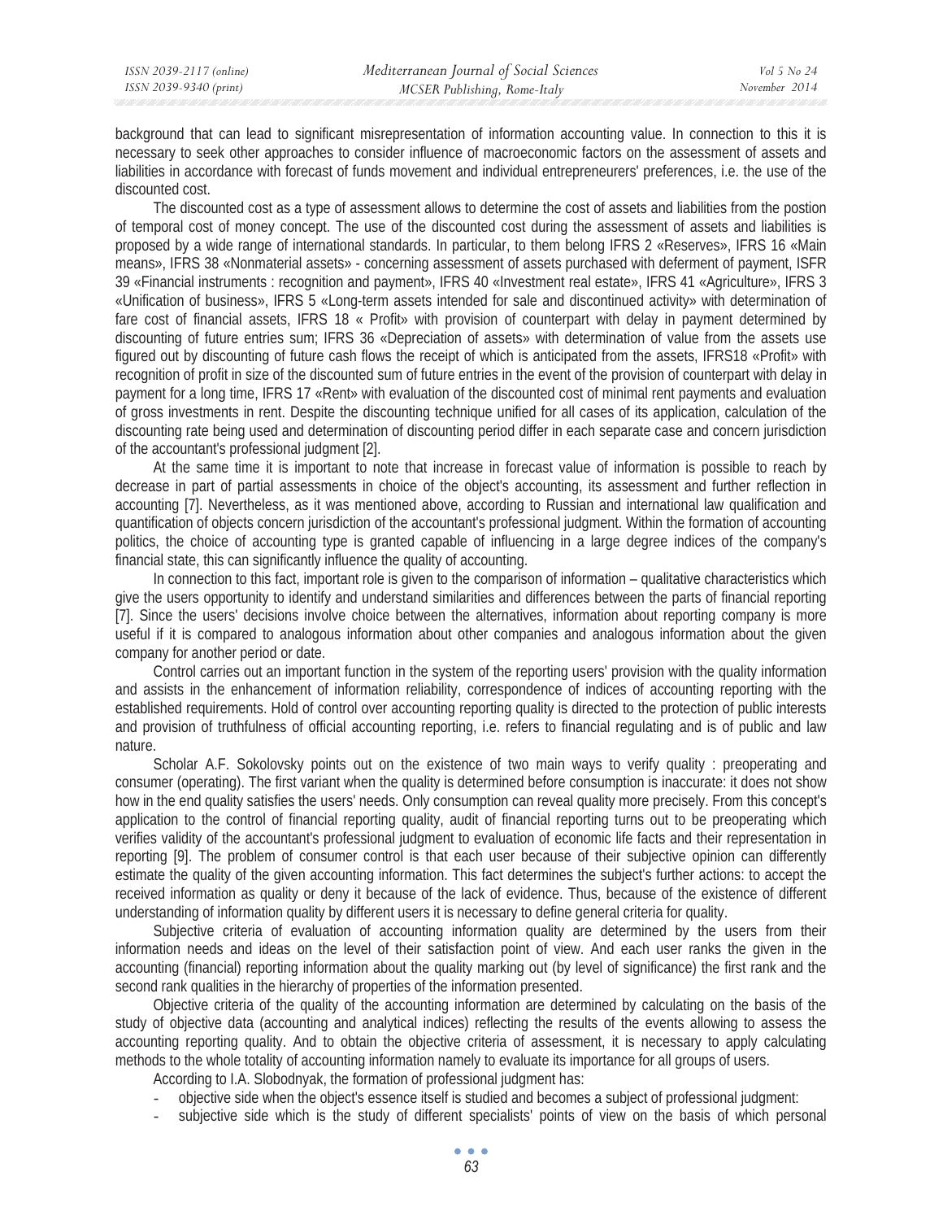background that can lead to significant misrepresentation of information accounting value. In connection to this it is necessary to seek other approaches to consider influence of macroeconomic factors on the assessment of assets and liabilities in accordance with forecast of funds movement and individual entrepreneurers' preferences, i.e. the use of the discounted cost.

The discounted cost as a type of assessment allows to determine the cost of assets and liabilities from the postion of temporal cost of money concept. The use of the discounted cost during the assessment of assets and liabilities is proposed by a wide range of international standards. In particular, to them belong IFRS 2 «Reserves», IFRS 16 «Main means», IFRS 38 «Nonmaterial assets» - concerning assessment of assets purchased with deferment of payment, ISFR 39 «Financial instruments : recognition and payment», IFRS 40 «Investment real estate», IFRS 41 «Agriculture», IFRS 3 «Unification of business», IFRS 5 «Long-term assets intended for sale and discontinued activity» with determination of fare cost of financial assets, IFRS 18 « Profit» with provision of counterpart with delay in payment determined by discounting of future entries sum; IFRS 36 «Depreciation of assets» with determination of value from the assets use figured out by discounting of future cash flows the receipt of which is anticipated from the assets, IFRS18 «Profit» with recognition of profit in size of the discounted sum of future entries in the event of the provision of counterpart with delay in payment for a long time, IFRS 17 «Rent» with evaluation of the discounted cost of minimal rent payments and evaluation of gross investments in rent. Despite the discounting technique unified for all cases of its application, calculation of the discounting rate being used and determination of discounting period differ in each separate case and concern jurisdiction of the accountant's professional judgment [2].

At the same time it is important to note that increase in forecast value of information is possible to reach by decrease in part of partial assessments in choice of the object's accounting, its assessment and further reflection in accounting [7]. Nevertheless, as it was mentioned above, according to Russian and international law qualification and quantification of objects concern jurisdiction of the accountant's professional judgment. Within the formation of accounting politics, the choice of accounting type is granted capable of influencing in a large degree indices of the company's financial state, this can significantly influence the quality of accounting.

In connection to this fact, important role is given to the comparison of information – qualitative characteristics which give the users opportunity to identify and understand similarities and differences between the parts of financial reporting [7]. Since the users' decisions involve choice between the alternatives, information about reporting company is more useful if it is compared to analogous information about other companies and analogous information about the given company for another period or date.

Control carries out an important function in the system of the reporting users' provision with the quality information and assists in the enhancement of information reliability, correspondence of indices of accounting reporting with the established requirements. Hold of control over accounting reporting quality is directed to the protection of public interests and provision of truthfulness of official accounting reporting, i.e. refers to financial regulating and is of public and law nature.

Scholar A.F. Sokolovsky points out on the existence of two main ways to verify quality : preoperating and consumer (operating). The first variant when the quality is determined before consumption is inaccurate: it does not show how in the end quality satisfies the users' needs. Only consumption can reveal quality more precisely. From this concept's application to the control of financial reporting quality, audit of financial reporting turns out to be preoperating which verifies validity of the accountant's professional judgment to evaluation of economic life facts and their representation in reporting [9]. The problem of consumer control is that each user because of their subjective opinion can differently estimate the quality of the given accounting information. This fact determines the subject's further actions: to accept the received information as quality or deny it because of the lack of evidence. Thus, because of the existence of different understanding of information quality by different users it is necessary to define general criteria for quality.

Subjective criteria of evaluation of accounting information quality are determined by the users from their information needs and ideas on the level of their satisfaction point of view. And each user ranks the given in the accounting (financial) reporting information about the quality marking out (by level of significance) the first rank and the second rank qualities in the hierarchy of properties of the information presented.

Objective criteria of the quality of the accounting information are determined by calculating on the basis of the study of objective data (accounting and analytical indices) reflecting the results of the events allowing to assess the accounting reporting quality. And to obtain the objective criteria of assessment, it is necessary to apply calculating methods to the whole totality of accounting information namely to evaluate its importance for all groups of users.

According to I.A. Slobodnyak, the formation of professional judgment has:

- objective side when the object's essence itself is studied and becomes a subject of professional judgment:
- subjective side which is the study of different specialists' points of view on the basis of which personal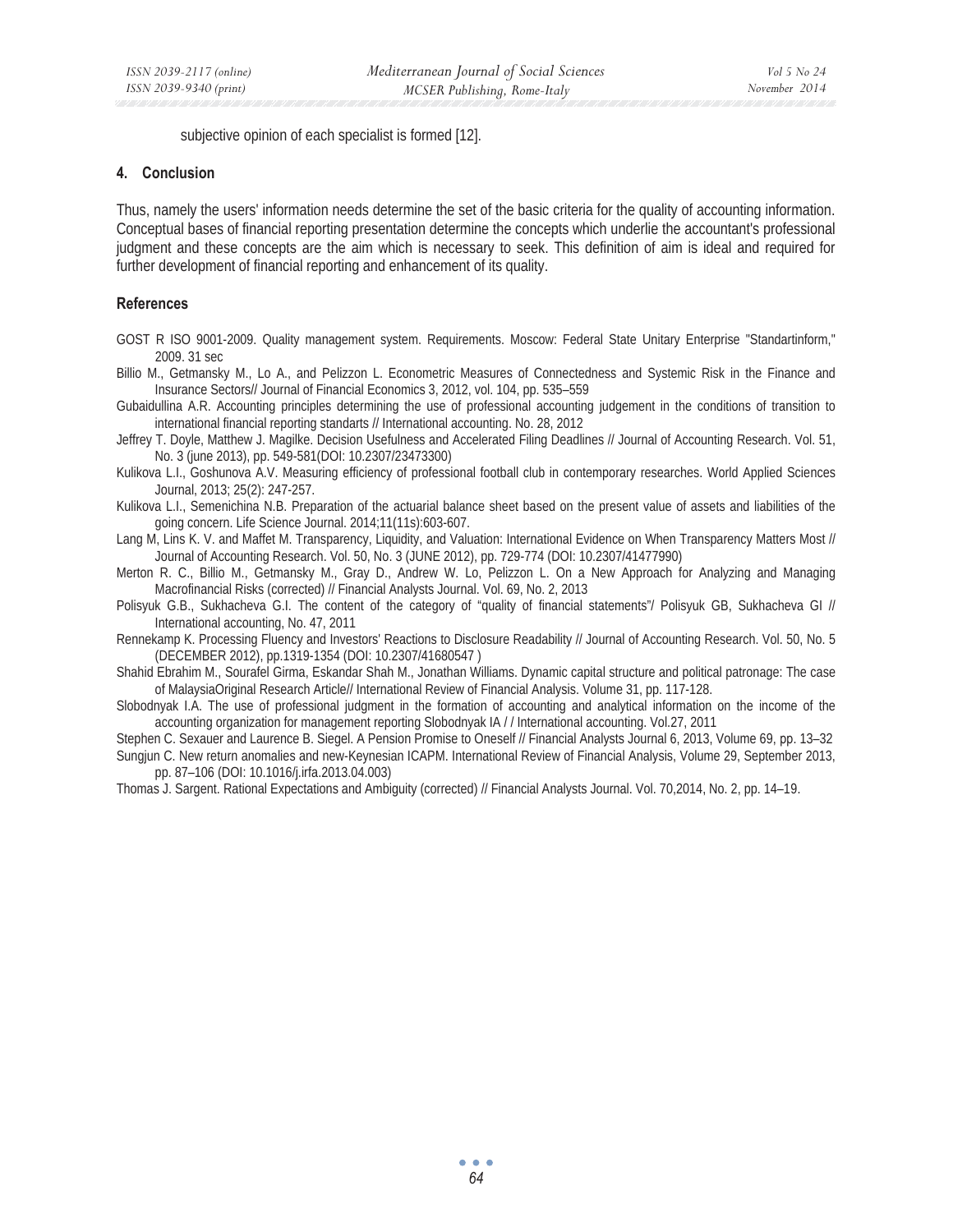subjective opinion of each specialist is formed [12].

## 4. Conclusion

Thus, namely the users' information needs determine the set of the basic criteria for the quality of accounting information. Conceptual bases of financial reporting presentation determine the concepts which underlie the accountant's professional judgment and these concepts are the aim which is necessary to seek. This definition of aim is ideal and required for further development of financial reporting and enhancement of its quality.

## References

GOST R ISO 9001-2009. Quality management system. Requirements. Moscow: Federal State Unitary Enterprise "Standartinform," 2009. 31 sec

Billio M., Getmansky M., Lo A., and Pelizzon L. Econometric Measures of Connectedness and Systemic Risk in the Finance and Insurance Sectors// Journal of Financial Economics 3, 2012, vol. 104, pp. 535–559

Gubaidullina A.R. Accounting principles determining the use of professional accounting judgement in the conditions of transition to international financial reporting standarts // International accounting. No. 28, 2012

Jeffrey T. Doyle, Matthew J. Magilke. Decision Usefulness and Accelerated Filing Deadlines // Journal of Accounting Research. Vol. 51, No. 3 (june 2013), pp. 549-581(DOI: 10.2307/23473300)

Kulikova L.I., Goshunova A.V. Measuring efficiency of professional football club in contemporary researches. World Applied Sciences Journal, 2013; 25(2): 247-257.

Kulikova L.I., Semenichina N.B. Preparation of the actuarial balance sheet based on the present value of assets and liabilities of the going concern. Life Science Journal. 2014;11(11s):603-607.

Lang M, Lins K. V. and Maffet M. Transparency, Liquidity, and Valuation: International Evidence on When Transparency Matters Most // Journal of Accounting Research. Vol. 50, No. 3 (JUNE 2012), pp. 729-774 (DOI: 10.2307/41477990)

Merton R. C., Billio M., Getmansky M., Gray D., Andrew W. Lo, Pelizzon L. On a New Approach for Analyzing and Managing Macrofinancial Risks (corrected) // Financial Analysts Journal. Vol. 69, No. 2, 2013

Polisyuk G.B., Sukhacheva G.I. The content of the category of "quality of financial statements"/ Polisyuk GB, Sukhacheva GI // International accounting, No. 47, 2011

Rennekamp K. Processing Fluency and Investors' Reactions to Disclosure Readability // Journal of Accounting Research. Vol. 50, No. 5 (DECEMBER 2012), pp.1319-1354 (DOI: 10.2307/41680547 )

Shahid Ebrahim M., Sourafel Girma, Eskandar Shah M., Jonathan Williams. Dynamic capital structure and political patronage: The case of MalaysiaOriginal Research Article// International Review of Financial Analysis. Volume 31, pp. 117-128.

Slobodnyak I.A. The use of professional judgment in the formation of accounting and analytical information on the income of the accounting organization for management reporting Slobodnyak IA / / International accounting. Vol.27, 2011

Stephen C. Sexauer and Laurence B. Siegel. A Pension Promise to Oneself // Financial Analysts Journal 6, 2013, Volume 69, pp. 13–32

Sungjun C. New return anomalies and new-Keynesian ICAPM. International Review of Financial Analysis, Volume 29, September 2013, pp. 87–106 (DOI: 10.1016/j.irfa.2013.04.003)

Thomas J. Sargent. Rational Expectations and Ambiguity (corrected) // Financial Analysts Journal. Vol. 70,2014, No. 2, pp. 14–19.